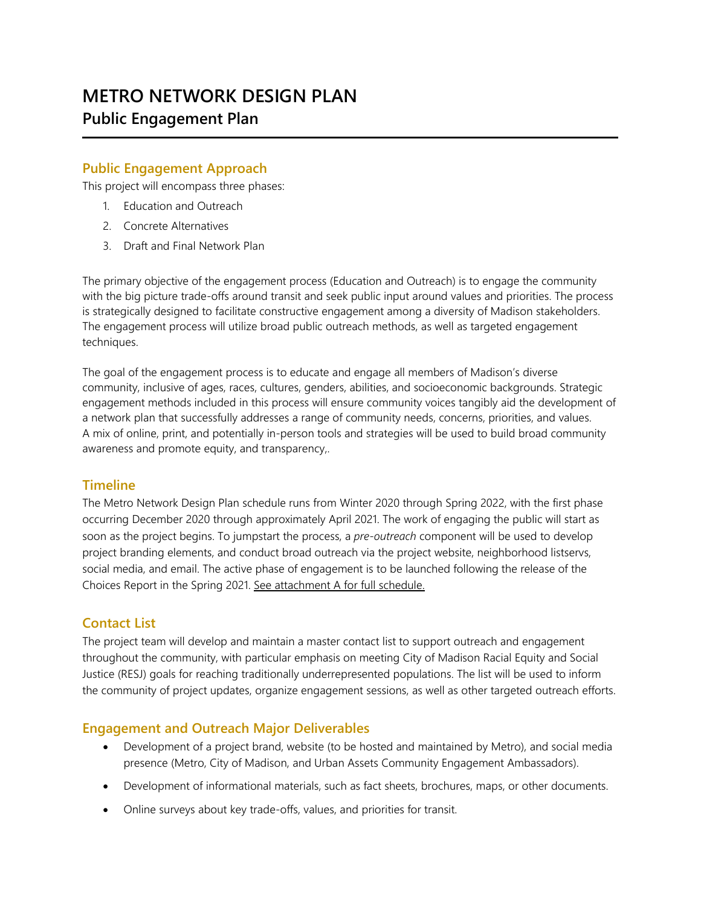# METRO NETWORK DESIGN PLAN

## Public Engagement Plan

### Public Engagement Approach

This project will encompass three phases:

1. Education and Outreach
2. Concrete Alternatives
3. Draft and Final Network Plan

The primary objective of the engagement process (Education and Outreach) is to engage the community with the big picture trade-offs around transit and seek public input around values and priorities. The process is strategically designed to facilitate constructive engagement among a diversity of Madison stakeholders. The engagement process will utilize broad public outreach methods, as well as targeted engagement techniques.

The goal of the engagement process is to educate and engage all members of Madison's diverse community, inclusive of ages, races, cultures, genders, abilities, and socioeconomic backgrounds. Strategic engagement methods included in this process will ensure community voices tangibly aid the development of a network plan that successfully addresses a range of community needs, concerns, priorities, and values. A mix of online, print, and potentially in-person tools and strategies will be used to build broad community awareness and promote equity, and transparency,.

### Timeline

The Metro Network Design Plan schedule runs from Winter 2020 through Spring 2022, with the first phase occurring December 2020 through approximately April 2021. The work of engaging the public will start as soon as the project begins. To jumpstart the process, a *pre-outreach* component will be used to develop project branding elements, and conduct broad outreach via the project website, neighborhood listservs, social media, and email. The active phase of engagement is to be launched following the release of the Choices Report in the Spring 2021. See attachment A for full schedule.

### Contact List

The project team will develop and maintain a master contact list to support outreach and engagement throughout the community, with particular emphasis on meeting City of Madison Racial Equity and Social Justice (RESJ) goals for reaching traditionally underrepresented populations. The list will be used to inform the community of project updates, organize engagement sessions, as well as other targeted outreach efforts.

### Engagement and Outreach Major Deliverables

- Development of a project brand, website (to be hosted and maintained by Metro), and social media presence (Metro, City of Madison, and Urban Assets Community Engagement Ambassadors).
- Development of informational materials, such as fact sheets, brochures, maps, or other documents.
- Online surveys about key trade-offs, values, and priorities for transit.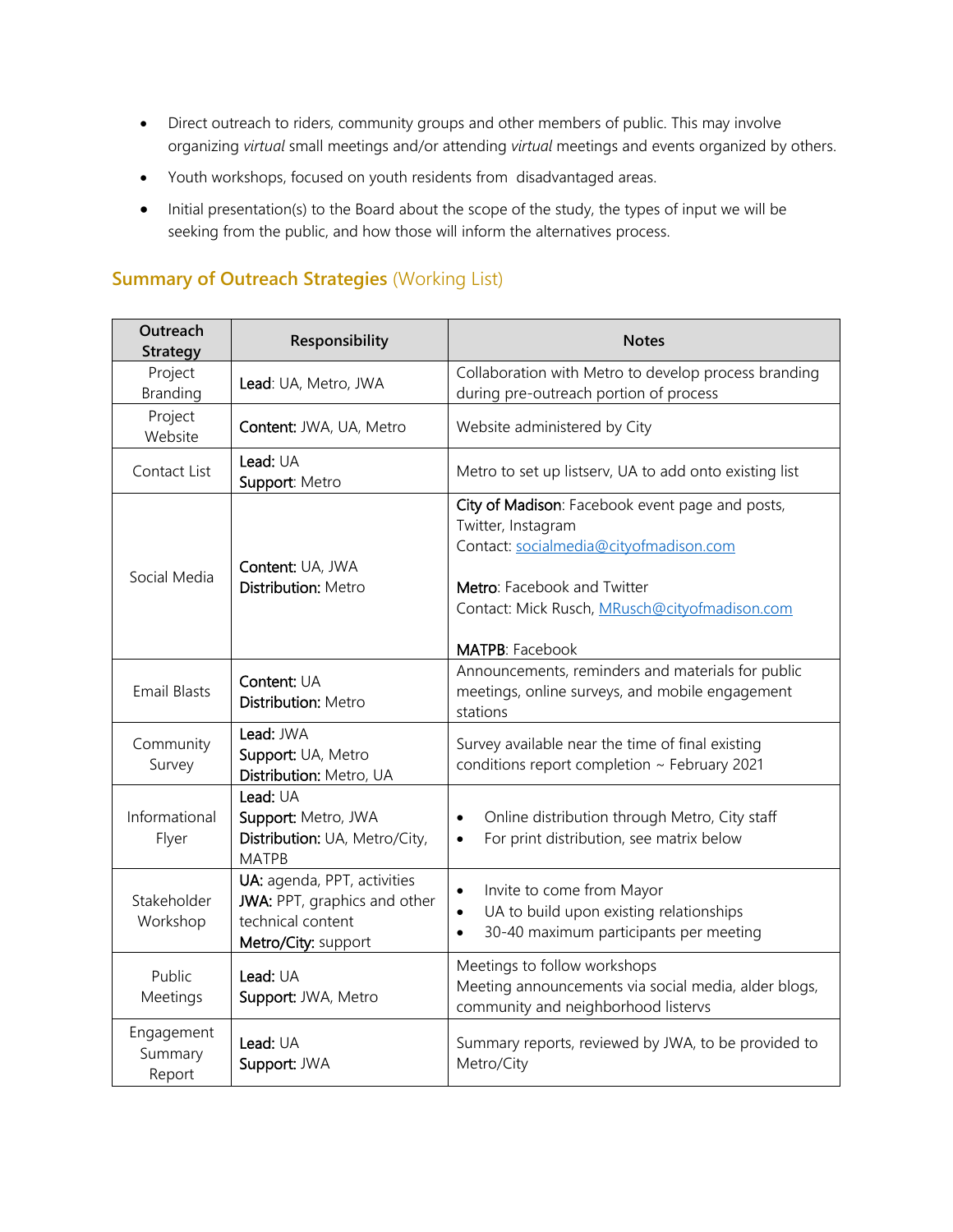- Direct outreach to riders, community groups and other members of public. This may involve organizing *virtual* small meetings and/or attending *virtual* meetings and events organized by others.
- Youth workshops, focused on youth residents from disadvantaged areas.
- Initial presentation(s) to the Board about the scope of the study, the types of input we will be seeking from the public, and how those will inform the alternatives process.

## Summary of Outreach Strategies (Working List)

| Outreach Strategy | Responsibility | Notes |
|---|---|---|
| Project Branding | **Lead**: UA, Metro, JWA | Collaboration with Metro to develop process branding during pre-outreach portion of process |
| Project Website | **Content:** JWA, UA, Metro | Website administered by City |
| Contact List | **Lead:** UA<br>**Support**: Metro | Metro to set up listserv, UA to add onto existing list |
| Social Media | **Content:** UA, JWA<br>**Distribution:** Metro | **City of Madison**: Facebook event page and posts, Twitter, Instagram<br>Contact: socialmedia@cityofmadison.com<br><br>**Metro**: Facebook and Twitter<br>Contact: Mick Rusch, MRusch@cityofmadison.com<br><br>**MATPB**: Facebook |
| Email Blasts | **Content:** UA<br>**Distribution:** Metro | Announcements, reminders and materials for public meetings, online surveys, and mobile engagement stations |
| Community Survey | **Lead:** JWA<br>**Support:** UA, Metro<br>**Distribution:** Metro, UA | Survey available near the time of final existing conditions report completion ~ February 2021 |
| Informational Flyer | **Lead:** UA<br>**Support:** Metro, JWA<br>**Distribution:** UA, Metro/City, MATPB | • Online distribution through Metro, City staff<br>• For print distribution, see matrix below |
| Stakeholder Workshop | **UA:** agenda, PPT, activities<br>**JWA:** PPT, graphics and other technical content<br>**Metro/City:** support | • Invite to come from Mayor<br>• UA to build upon existing relationships<br>• 30-40 maximum participants per meeting |
| Public Meetings | **Lead:** UA<br>**Support:** JWA, Metro | Meetings to follow workshops<br>Meeting announcements via social media, alder blogs, community and neighborhood listervs |
| Engagement Summary Report | **Lead:** UA<br>**Support:** JWA | Summary reports, reviewed by JWA, to be provided to Metro/City |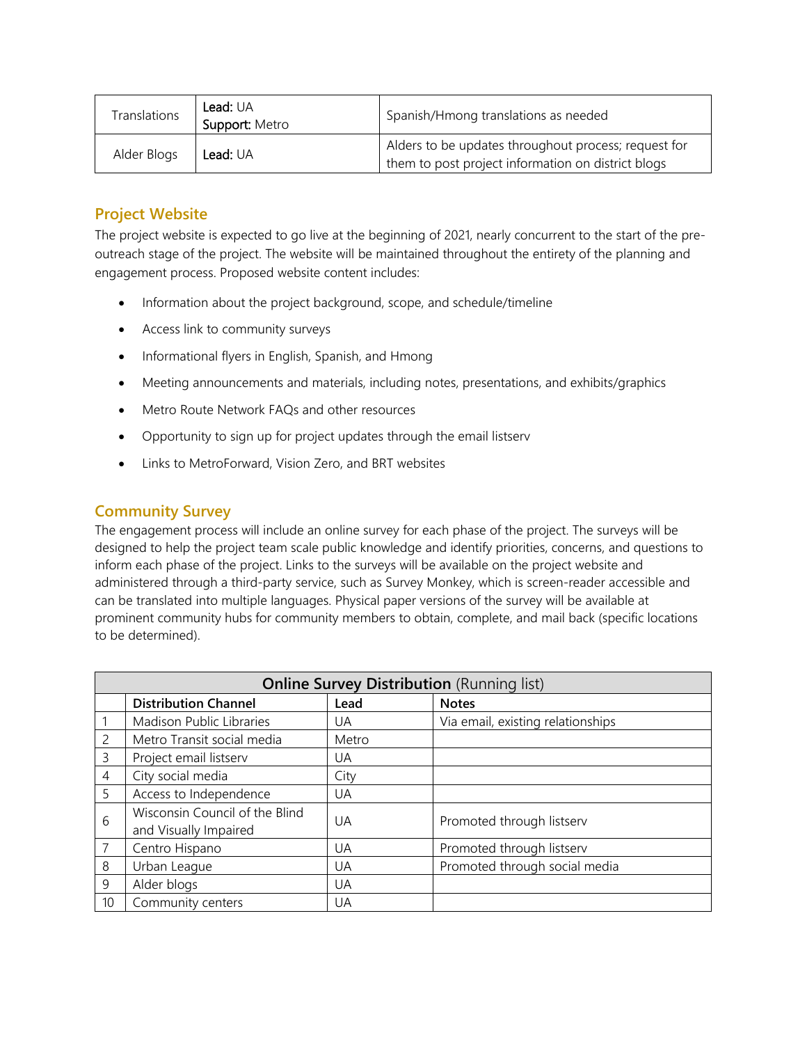| Translations | **Lead:** UA<br>**Support:** Metro | Spanish/Hmong translations as needed |
|---|---|---|
| Alder Blogs | **Lead:** UA | Alders to be updates throughout process; request for them to post project information on district blogs |

## Project Website

The project website is expected to go live at the beginning of 2021, nearly concurrent to the start of the pre-outreach stage of the project. The website will be maintained throughout the entirety of the planning and engagement process. Proposed website content includes:

- Information about the project background, scope, and schedule/timeline
- Access link to community surveys
- Informational flyers in English, Spanish, and Hmong
- Meeting announcements and materials, including notes, presentations, and exhibits/graphics
- Metro Route Network FAQs and other resources
- Opportunity to sign up for project updates through the email listserv
- Links to MetroForward, Vision Zero, and BRT websites

## Community Survey

The engagement process will include an online survey for each phase of the project. The surveys will be designed to help the project team scale public knowledge and identify priorities, concerns, and questions to inform each phase of the project. Links to the surveys will be available on the project website and administered through a third-party service, such as Survey Monkey, which is screen-reader accessible and can be translated into multiple languages. Physical paper versions of the survey will be available at prominent community hubs for community members to obtain, complete, and mail back (specific locations to be determined).

| **Online Survey Distribution** (Running list) | | | |
|---|---|---|---|
| | **Distribution Channel** | **Lead** | **Notes** |
| 1 | Madison Public Libraries | UA | Via email, existing relationships |
| 2 | Metro Transit social media | Metro | |
| 3 | Project email listserv | UA | |
| 4 | City social media | City | |
| 5 | Access to Independence | UA | |
| 6 | Wisconsin Council of the Blind and Visually Impaired | UA | Promoted through listserv |
| 7 | Centro Hispano | UA | Promoted through listserv |
| 8 | Urban League | UA | Promoted through social media |
| 9 | Alder blogs | UA | |
| 10 | Community centers | UA | |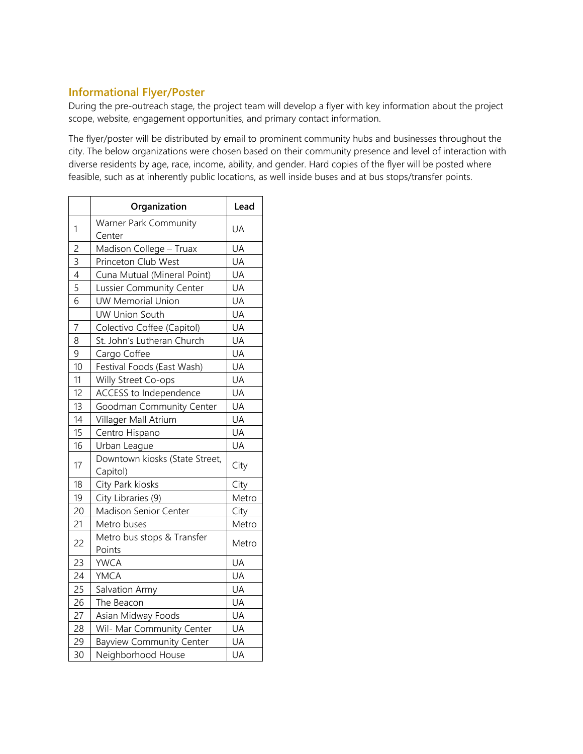## Informational Flyer/Poster

During the pre-outreach stage, the project team will develop a flyer with key information about the project scope, website, engagement opportunities, and primary contact information.

The flyer/poster will be distributed by email to prominent community hubs and businesses throughout the city. The below organizations were chosen based on their community presence and level of interaction with diverse residents by age, race, income, ability, and gender. Hard copies of the flyer will be posted where feasible, such as at inherently public locations, as well inside buses and at bus stops/transfer points.

| | Organization | Lead |
|---|---|---|
| 1 | Warner Park Community Center | UA |
| 2 | Madison College – Truax | UA |
| 3 | Princeton Club West | UA |
| 4 | Cuna Mutual (Mineral Point) | UA |
| 5 | Lussier Community Center | UA |
| 6 | UW Memorial Union | UA |
| | UW Union South | UA |
| 7 | Colectivo Coffee (Capitol) | UA |
| 8 | St. John's Lutheran Church | UA |
| 9 | Cargo Coffee | UA |
| 10 | Festival Foods (East Wash) | UA |
| 11 | Willy Street Co-ops | UA |
| 12 | ACCESS to Independence | UA |
| 13 | Goodman Community Center | UA |
| 14 | Villager Mall Atrium | UA |
| 15 | Centro Hispano | UA |
| 16 | Urban League | UA |
| 17 | Downtown kiosks (State Street, Capitol) | City |
| 18 | City Park kiosks | City |
| 19 | City Libraries (9) | Metro |
| 20 | Madison Senior Center | City |
| 21 | Metro buses | Metro |
| 22 | Metro bus stops & Transfer Points | Metro |
| 23 | YWCA | UA |
| 24 | YMCA | UA |
| 25 | Salvation Army | UA |
| 26 | The Beacon | UA |
| 27 | Asian Midway Foods | UA |
| 28 | Wil- Mar Community Center | UA |
| 29 | Bayview Community Center | UA |
| 30 | Neighborhood House | UA |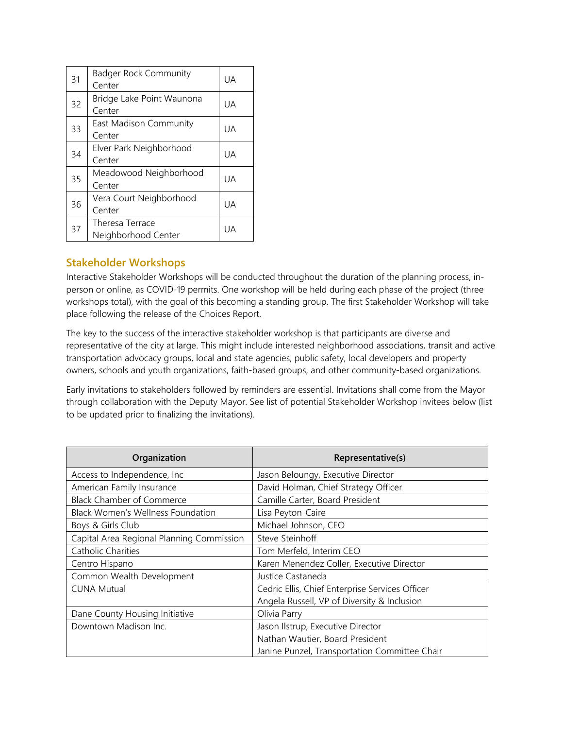| 31 | Badger Rock Community Center | UA |
|---|---|---|
| 32 | Bridge Lake Point Waunona Center | UA |
| 33 | East Madison Community Center | UA |
| 34 | Elver Park Neighborhood Center | UA |
| 35 | Meadowood Neighborhood Center | UA |
| 36 | Vera Court Neighborhood Center | UA |
| 37 | Theresa Terrace Neighborhood Center | UA |

## Stakeholder Workshops

Interactive Stakeholder Workshops will be conducted throughout the duration of the planning process, in-person or online, as COVID-19 permits. One workshop will be held during each phase of the project (three workshops total), with the goal of this becoming a standing group. The first Stakeholder Workshop will take place following the release of the Choices Report.

The key to the success of the interactive stakeholder workshop is that participants are diverse and representative of the city at large. This might include interested neighborhood associations, transit and active transportation advocacy groups, local and state agencies, public safety, local developers and property owners, schools and youth organizations, faith-based groups, and other community-based organizations.

Early invitations to stakeholders followed by reminders are essential. Invitations shall come from the Mayor through collaboration with the Deputy Mayor. See list of potential Stakeholder Workshop invitees below (list to be updated prior to finalizing the invitations).

| Organization | Representative(s) |
|---|---|
| Access to Independence, Inc | Jason Beloungy, Executive Director |
| American Family Insurance | David Holman, Chief Strategy Officer |
| Black Chamber of Commerce | Camille Carter, Board President |
| Black Women's Wellness Foundation | Lisa Peyton-Caire |
| Boys & Girls Club | Michael Johnson, CEO |
| Capital Area Regional Planning Commission | Steve Steinhoff |
| Catholic Charities | Tom Merfeld, Interim CEO |
| Centro Hispano | Karen Menendez Coller, Executive Director |
| Common Wealth Development | Justice Castaneda |
| CUNA Mutual | Cedric Ellis, Chief Enterprise Services Officer<br>Angela Russell, VP of Diversity & Inclusion |
| Dane County Housing Initiative | Olivia Parry |
| Downtown Madison Inc. | Jason Ilstrup, Executive Director<br>Nathan Wautier, Board President<br>Janine Punzel, Transportation Committee Chair |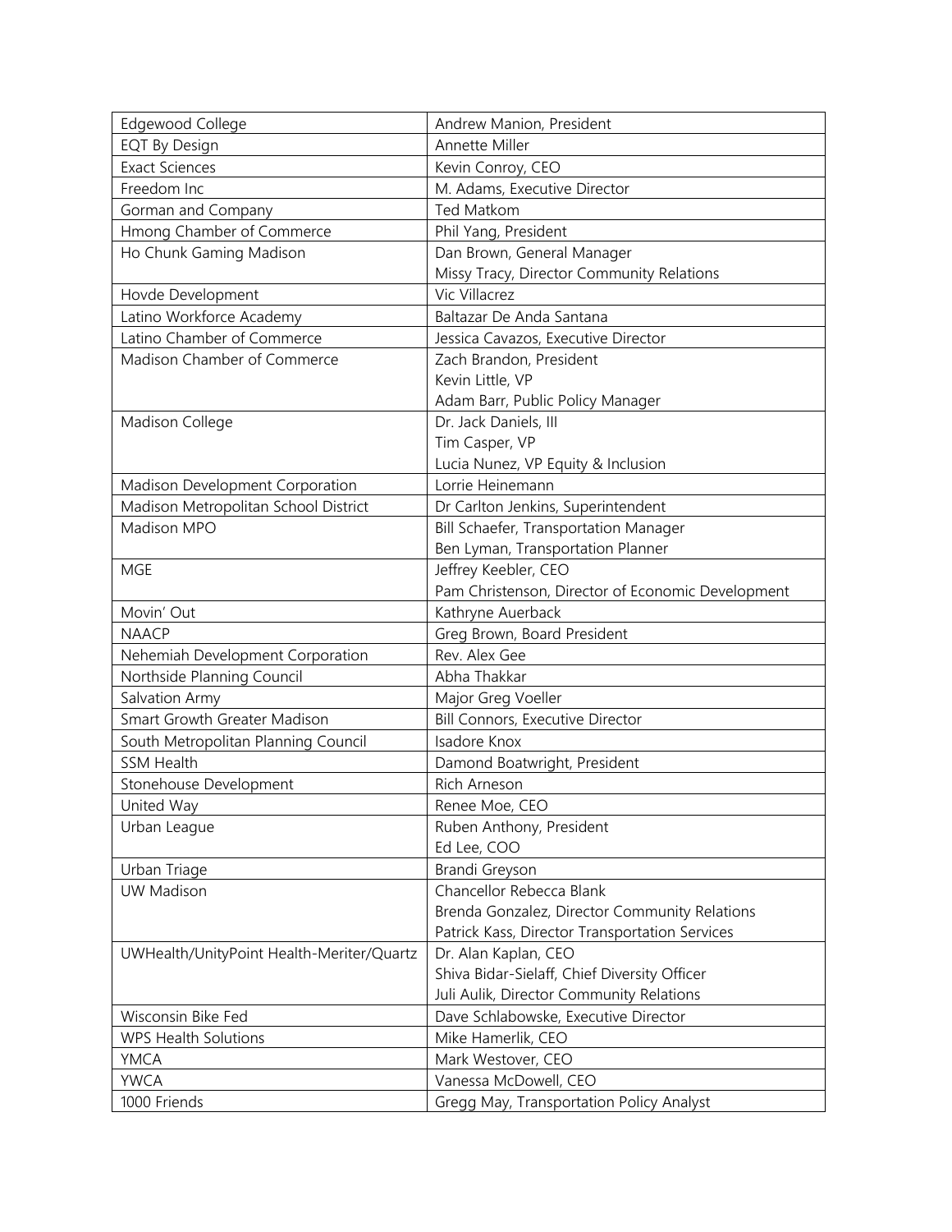| | |
|---|---|
| Edgewood College | Andrew Manion, President |
| EQT By Design | Annette Miller |
| Exact Sciences | Kevin Conroy, CEO |
| Freedom Inc | M. Adams, Executive Director |
| Gorman and Company | Ted Matkom |
| Hmong Chamber of Commerce | Phil Yang, President |
| Ho Chunk Gaming Madison | Dan Brown, General Manager<br>Missy Tracy, Director Community Relations |
| Hovde Development | Vic Villacrez |
| Latino Workforce Academy | Baltazar De Anda Santana |
| Latino Chamber of Commerce | Jessica Cavazos, Executive Director |
| Madison Chamber of Commerce | Zach Brandon, President<br>Kevin Little, VP<br>Adam Barr, Public Policy Manager |
| Madison College | Dr. Jack Daniels, III<br>Tim Casper, VP<br>Lucia Nunez, VP Equity & Inclusion |
| Madison Development Corporation | Lorrie Heinemann |
| Madison Metropolitan School District | Dr Carlton Jenkins, Superintendent |
| Madison MPO | Bill Schaefer, Transportation Manager<br>Ben Lyman, Transportation Planner |
| MGE | Jeffrey Keebler, CEO<br>Pam Christenson, Director of Economic Development |
| Movin' Out | Kathryne Auerback |
| NAACP | Greg Brown, Board President |
| Nehemiah Development Corporation | Rev. Alex Gee |
| Northside Planning Council | Abha Thakkar |
| Salvation Army | Major Greg Voeller |
| Smart Growth Greater Madison | Bill Connors, Executive Director |
| South Metropolitan Planning Council | Isadore Knox |
| SSM Health | Damond Boatwright, President |
| Stonehouse Development | Rich Arneson |
| United Way | Renee Moe, CEO |
| Urban League | Ruben Anthony, President<br>Ed Lee, COO |
| Urban Triage | Brandi Greyson |
| UW Madison | Chancellor Rebecca Blank<br>Brenda Gonzalez, Director Community Relations<br>Patrick Kass, Director Transportation Services |
| UWHealth/UnityPoint Health-Meriter/Quartz | Dr. Alan Kaplan, CEO<br>Shiva Bidar-Sielaff, Chief Diversity Officer<br>Juli Aulik, Director Community Relations |
| Wisconsin Bike Fed | Dave Schlabowske, Executive Director |
| WPS Health Solutions | Mike Hamerlik, CEO |
| YMCA | Mark Westover, CEO |
| YWCA | Vanessa McDowell, CEO |
| 1000 Friends | Gregg May, Transportation Policy Analyst |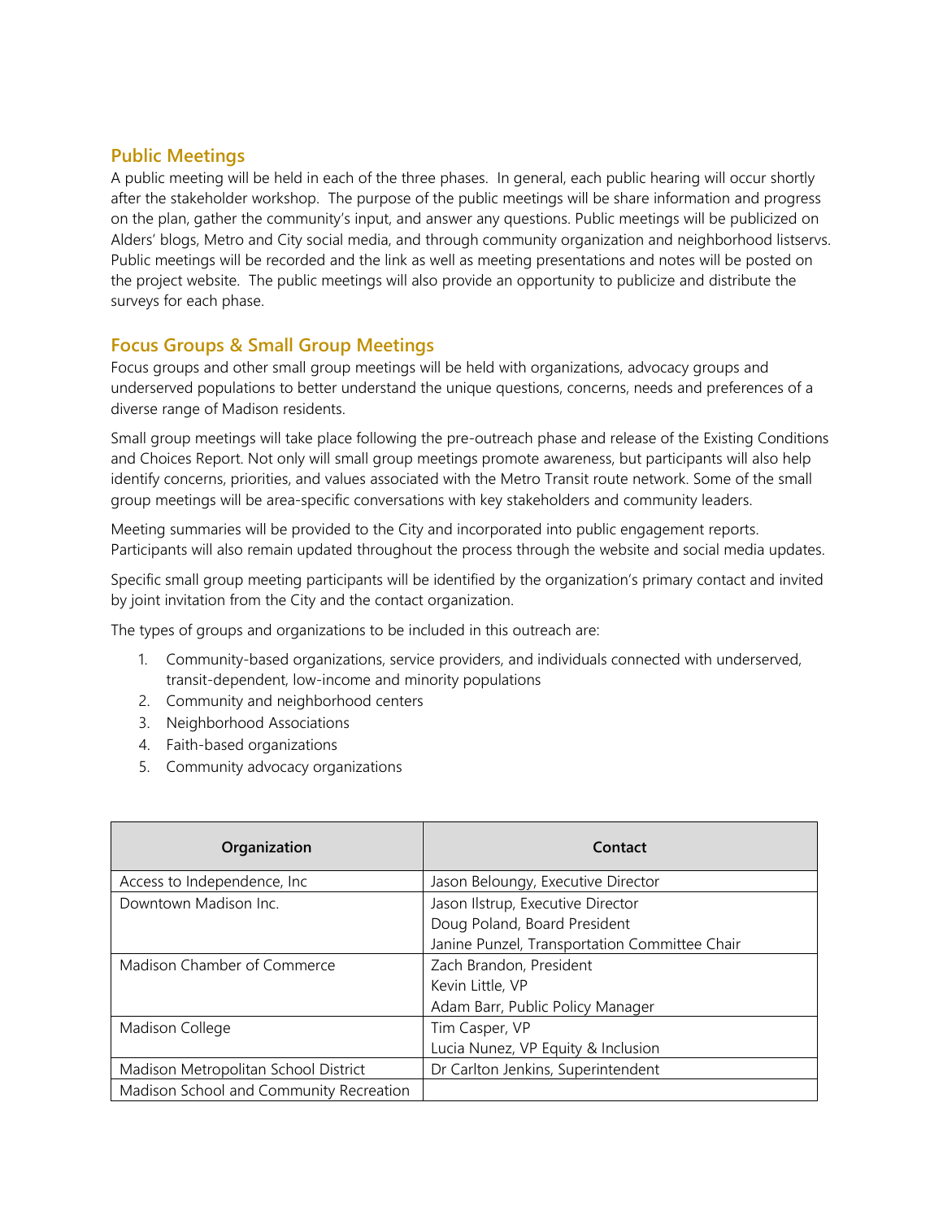## Public Meetings

A public meeting will be held in each of the three phases. In general, each public hearing will occur shortly after the stakeholder workshop. The purpose of the public meetings will be share information and progress on the plan, gather the community's input, and answer any questions. Public meetings will be publicized on Alders' blogs, Metro and City social media, and through community organization and neighborhood listservs. Public meetings will be recorded and the link as well as meeting presentations and notes will be posted on the project website. The public meetings will also provide an opportunity to publicize and distribute the surveys for each phase.

## Focus Groups & Small Group Meetings

Focus groups and other small group meetings will be held with organizations, advocacy groups and underserved populations to better understand the unique questions, concerns, needs and preferences of a diverse range of Madison residents.

Small group meetings will take place following the pre-outreach phase and release of the Existing Conditions and Choices Report. Not only will small group meetings promote awareness, but participants will also help identify concerns, priorities, and values associated with the Metro Transit route network. Some of the small group meetings will be area-specific conversations with key stakeholders and community leaders.

Meeting summaries will be provided to the City and incorporated into public engagement reports. Participants will also remain updated throughout the process through the website and social media updates.

Specific small group meeting participants will be identified by the organization's primary contact and invited by joint invitation from the City and the contact organization.

The types of groups and organizations to be included in this outreach are:

1. Community-based organizations, service providers, and individuals connected with underserved, transit-dependent, low-income and minority populations
2. Community and neighborhood centers
3. Neighborhood Associations
4. Faith-based organizations
5. Community advocacy organizations

| Organization | Contact |
|---|---|
| Access to Independence, Inc | Jason Beloungy, Executive Director |
| Downtown Madison Inc. | Jason Ilstrup, Executive Director<br>Doug Poland, Board President<br>Janine Punzel, Transportation Committee Chair |
| Madison Chamber of Commerce | Zach Brandon, President<br>Kevin Little, VP<br>Adam Barr, Public Policy Manager |
| Madison College | Tim Casper, VP<br>Lucia Nunez, VP Equity & Inclusion |
| Madison Metropolitan School District | Dr Carlton Jenkins, Superintendent |
| Madison School and Community Recreation | |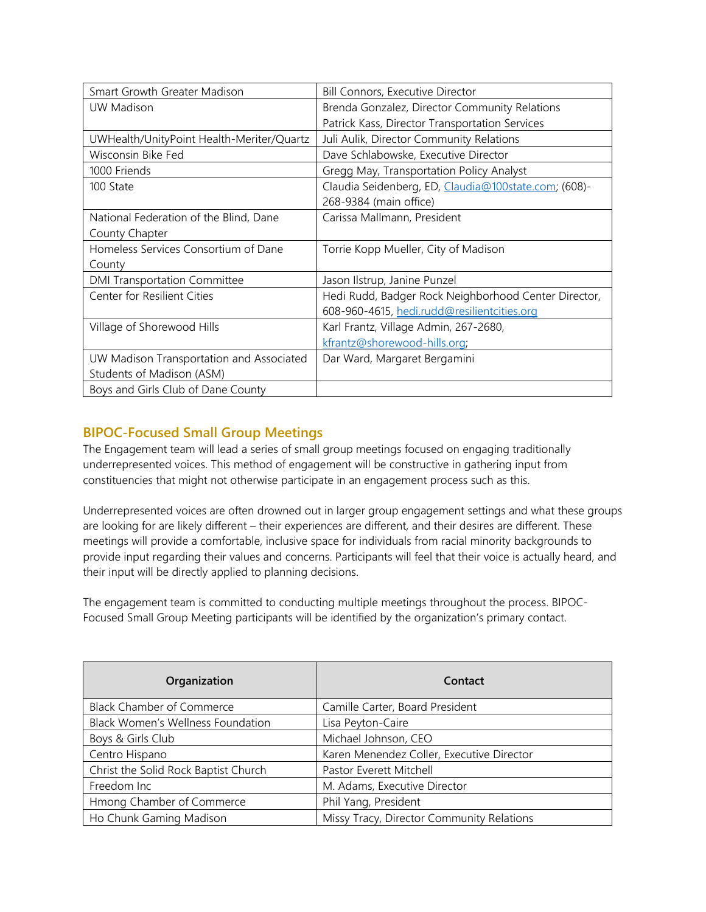| | |
|---|---|
| Smart Growth Greater Madison | Bill Connors, Executive Director |
| UW Madison | Brenda Gonzalez, Director Community Relations<br>Patrick Kass, Director Transportation Services |
| UWHealth/UnityPoint Health-Meriter/Quartz | Juli Aulik, Director Community Relations |
| Wisconsin Bike Fed | Dave Schlabowske, Executive Director |
| 1000 Friends | Gregg May, Transportation Policy Analyst |
| 100 State | Claudia Seidenberg, ED, Claudia@100state.com; (608)-268-9384 (main office) |
| National Federation of the Blind, Dane County Chapter | Carissa Mallmann, President |
| Homeless Services Consortium of Dane County | Torrie Kopp Mueller, City of Madison |
| DMI Transportation Committee | Jason Ilstrup, Janine Punzel |
| Center for Resilient Cities | Hedi Rudd, Badger Rock Neighborhood Center Director, 608-960-4615, hedi.rudd@resilientcities.org |
| Village of Shorewood Hills | Karl Frantz, Village Admin, 267-2680, kfrantz@shorewood-hills.org; |
| UW Madison Transportation and Associated Students of Madison (ASM) | Dar Ward, Margaret Bergamini |
| Boys and Girls Club of Dane County | |

## BIPOC-Focused Small Group Meetings

The Engagement team will lead a series of small group meetings focused on engaging traditionally underrepresented voices. This method of engagement will be constructive in gathering input from constituencies that might not otherwise participate in an engagement process such as this.

Underrepresented voices are often drowned out in larger group engagement settings and what these groups are looking for are likely different – their experiences are different, and their desires are different. These meetings will provide a comfortable, inclusive space for individuals from racial minority backgrounds to provide input regarding their values and concerns. Participants will feel that their voice is actually heard, and their input will be directly applied to planning decisions.

The engagement team is committed to conducting multiple meetings throughout the process. BIPOC-Focused Small Group Meeting participants will be identified by the organization's primary contact.

| Organization | Contact |
|---|---|
| Black Chamber of Commerce | Camille Carter, Board President |
| Black Women's Wellness Foundation | Lisa Peyton-Caire |
| Boys & Girls Club | Michael Johnson, CEO |
| Centro Hispano | Karen Menendez Coller, Executive Director |
| Christ the Solid Rock Baptist Church | Pastor Everett Mitchell |
| Freedom Inc | M. Adams, Executive Director |
| Hmong Chamber of Commerce | Phil Yang, President |
| Ho Chunk Gaming Madison | Missy Tracy, Director Community Relations |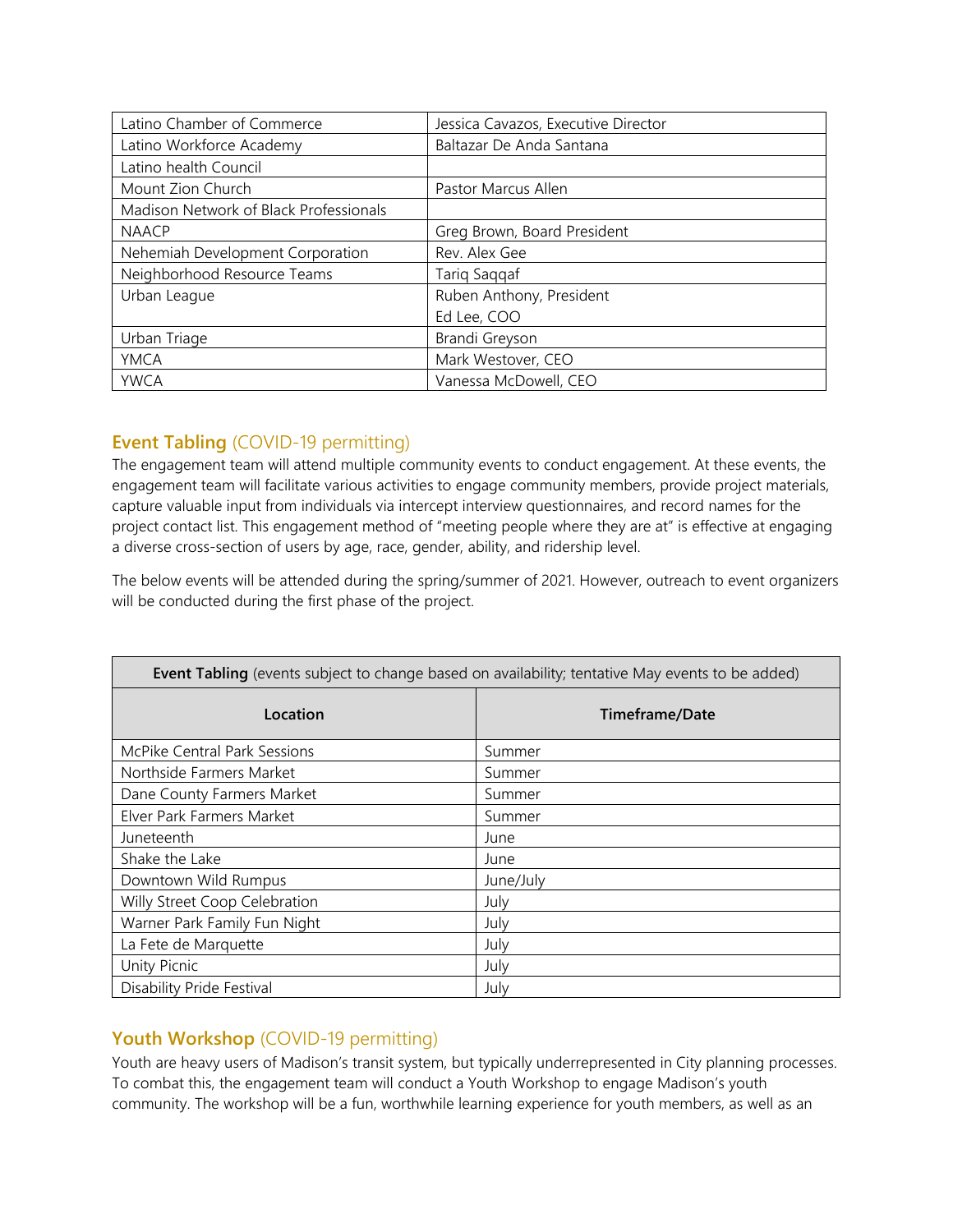| | |
|---|---|
| Latino Chamber of Commerce | Jessica Cavazos, Executive Director |
| Latino Workforce Academy | Baltazar De Anda Santana |
| Latino health Council | |
| Mount Zion Church | Pastor Marcus Allen |
| Madison Network of Black Professionals | |
| NAACP | Greg Brown, Board President |
| Nehemiah Development Corporation | Rev. Alex Gee |
| Neighborhood Resource Teams | Tariq Saqqaf |
| Urban League | Ruben Anthony, President<br>Ed Lee, COO |
| Urban Triage | Brandi Greyson |
| YMCA | Mark Westover, CEO |
| YWCA | Vanessa McDowell, CEO |

## **Event Tabling** (COVID-19 permitting)

The engagement team will attend multiple community events to conduct engagement. At these events, the engagement team will facilitate various activities to engage community members, provide project materials, capture valuable input from individuals via intercept interview questionnaires, and record names for the project contact list. This engagement method of "meeting people where they are at" is effective at engaging a diverse cross-section of users by age, race, gender, ability, and ridership level.

The below events will be attended during the spring/summer of 2021. However, outreach to event organizers will be conducted during the first phase of the project.

| **Event Tabling** (events subject to change based on availability; tentative May events to be added) | |
|---|---|
| **Location** | **Timeframe/Date** |
| McPike Central Park Sessions | Summer |
| Northside Farmers Market | Summer |
| Dane County Farmers Market | Summer |
| Elver Park Farmers Market | Summer |
| Juneteenth | June |
| Shake the Lake | June |
| Downtown Wild Rumpus | June/July |
| Willy Street Coop Celebration | July |
| Warner Park Family Fun Night | July |
| La Fete de Marquette | July |
| Unity Picnic | July |
| Disability Pride Festival | July |

## **Youth Workshop** (COVID-19 permitting)

Youth are heavy users of Madison's transit system, but typically underrepresented in City planning processes. To combat this, the engagement team will conduct a Youth Workshop to engage Madison's youth community. The workshop will be a fun, worthwhile learning experience for youth members, as well as an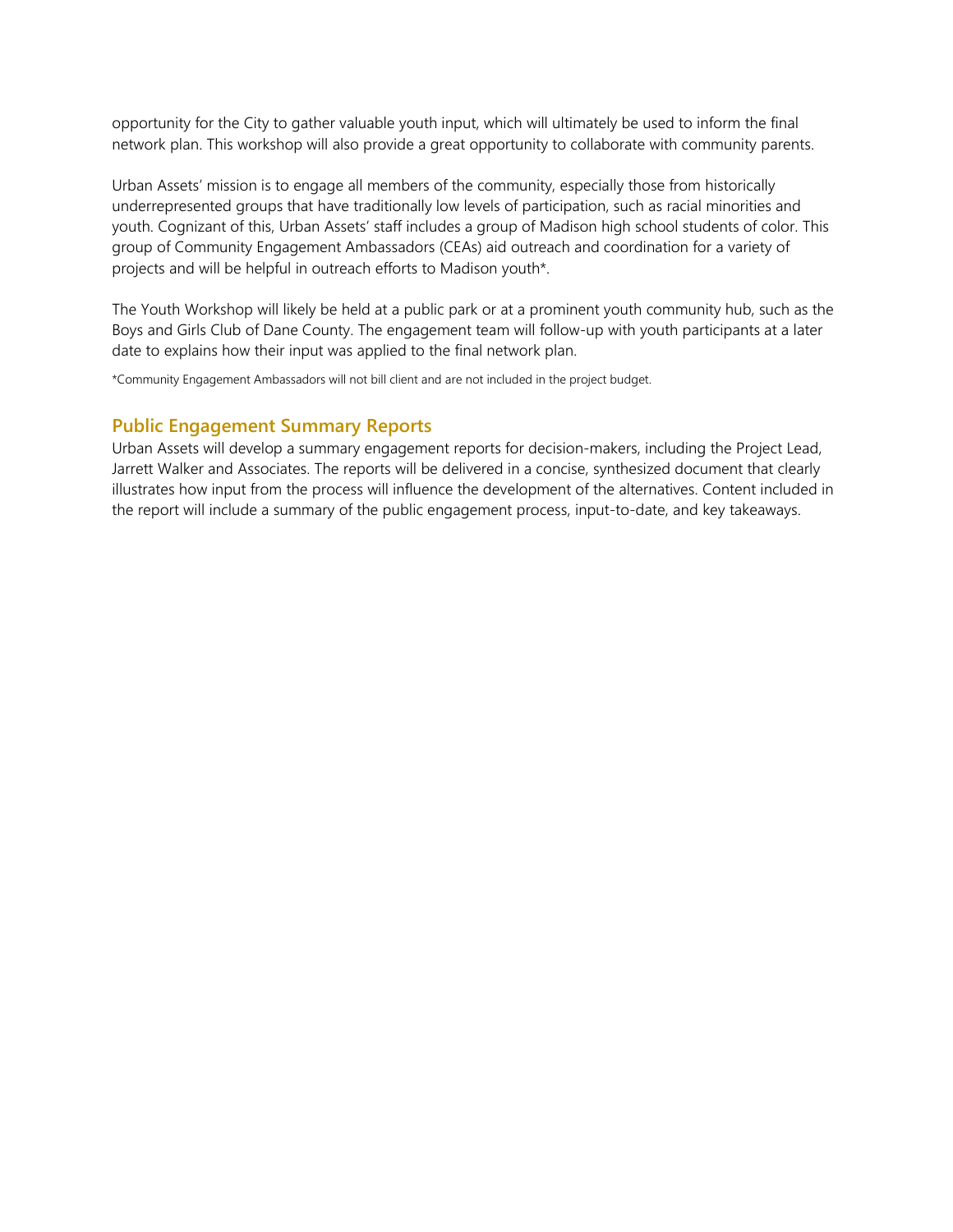opportunity for the City to gather valuable youth input, which will ultimately be used to inform the final network plan. This workshop will also provide a great opportunity to collaborate with community parents.

Urban Assets' mission is to engage all members of the community, especially those from historically underrepresented groups that have traditionally low levels of participation, such as racial minorities and youth. Cognizant of this, Urban Assets' staff includes a group of Madison high school students of color. This group of Community Engagement Ambassadors (CEAs) aid outreach and coordination for a variety of projects and will be helpful in outreach efforts to Madison youth*.

The Youth Workshop will likely be held at a public park or at a prominent youth community hub, such as the Boys and Girls Club of Dane County. The engagement team will follow-up with youth participants at a later date to explains how their input was applied to the final network plan.

*Community Engagement Ambassadors will not bill client and are not included in the project budget.

## Public Engagement Summary Reports

Urban Assets will develop a summary engagement reports for decision-makers, including the Project Lead, Jarrett Walker and Associates. The reports will be delivered in a concise, synthesized document that clearly illustrates how input from the process will influence the development of the alternatives. Content included in the report will include a summary of the public engagement process, input-to-date, and key takeaways.